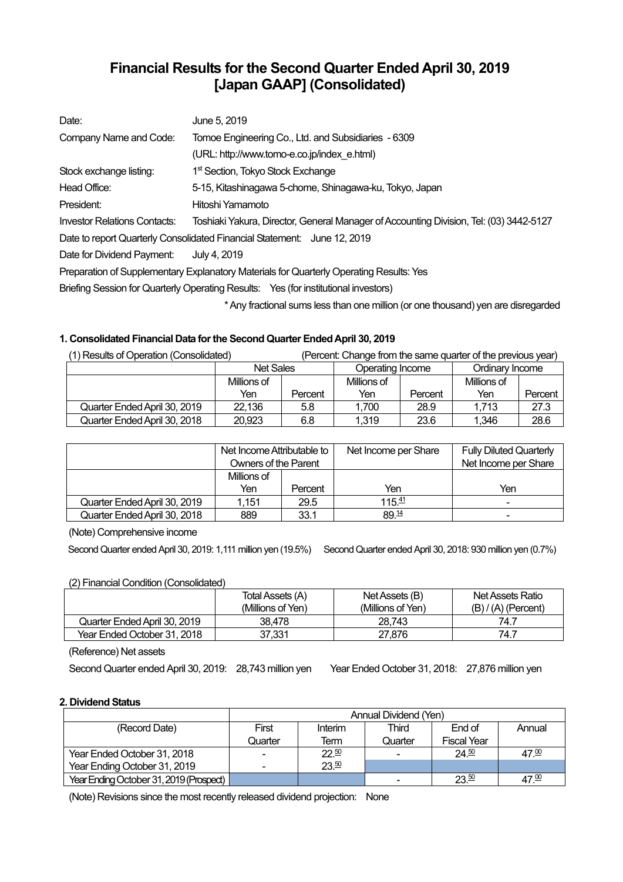# Financial Results for the Second Quarter Ended April 30, 2019 [Japan GAAP] (Consolidated)

| | |
|---|---|
| Date: | June 5, 2019 |
| Company Name and Code: | Tomoe Engineering Co., Ltd. and Subsidiaries - 6309 |
| | (URL: http://www.tomo-e.co.jp/index_e.html) |
| Stock exchange listing: | 1st Section, Tokyo Stock Exchange |
| Head Office: | 5-15, Kitashinagawa 5-chome, Shinagawa-ku, Tokyo, Japan |
| President: | Hitoshi Yamamoto |
| Investor Relations Contacts: | Toshiaki Yakura, Director, General Manager of Accounting Division, Tel: (03) 3442-5127 |

Date to report Quarterly Consolidated Financial Statement: June 12, 2019

Date for Dividend Payment: July 4, 2019

Preparation of Supplementary Explanatory Materials for Quarterly Operating Results: Yes

Briefing Session for Quarterly Operating Results: Yes (for institutional investors)

\* Any fractional sums less than one million (or one thousand) yen are disregarded

### 1. Consolidated Financial Data for the Second Quarter Ended April 30, 2019

(1) Results of Operation (Consolidated) (Percent: Change from the same quarter of the previous year)

| | Net Sales | | Operating Income | | Ordinary Income | |
|---|---|---|---|---|---|---|
| | Millions of Yen | Percent | Millions of Yen | Percent | Millions of Yen | Percent |
| Quarter Ended April 30, 2019 | 22,136 | 5.8 | 1,700 | 28.9 | 1,713 | 27.3 |
| Quarter Ended April 30, 2018 | 20,923 | 6.8 | 1,319 | 23.6 | 1,346 | 28.6 |

| | Net Income Attributable to Owners of the Parent | | Net Income per Share | Fully Diluted Quarterly Net Income per Share |
|---|---|---|---|---|
| | Millions of Yen | Percent | Yen | Yen |
| Quarter Ended April 30, 2019 | 1,151 | 29.5 | 115.41 | - |
| Quarter Ended April 30, 2018 | 889 | 33.1 | 89.14 | - |

(Note) Comprehensive income

Second Quarter ended April 30, 2019: 1,111 million yen (19.5%) Second Quarter ended April 30, 2018: 930 million yen (0.7%)

(2) Financial Condition (Consolidated)

| | Total Assets (A) (Millions of Yen) | Net Assets (B) (Millions of Yen) | Net Assets Ratio (B) / (A) (Percent) |
|---|---|---|---|
| Quarter Ended April 30, 2019 | 38,478 | 28,743 | 74.7 |
| Year Ended October 31, 2018 | 37,331 | 27,876 | 74.7 |

(Reference) Net assets

Second Quarter ended April 30, 2019: 28,743 million yen Year Ended October 31, 2018: 27,876 million yen

### 2. Dividend Status

| | Annual Dividend (Yen) | | | | |
|---|---|---|---|---|---|
| (Record Date) | First Quarter | Interim Term | Third Quarter | End of Fiscal Year | Annual |
| Year Ended October 31, 2018 | - | 22.50 | - | 24.50 | 47.00 |
| Year Ending October 31, 2019 | - | 23.50 | | | |
| Year Ending October 31, 2019 (Prospect) | | | - | 23.50 | 47.00 |

(Note) Revisions since the most recently released dividend projection: None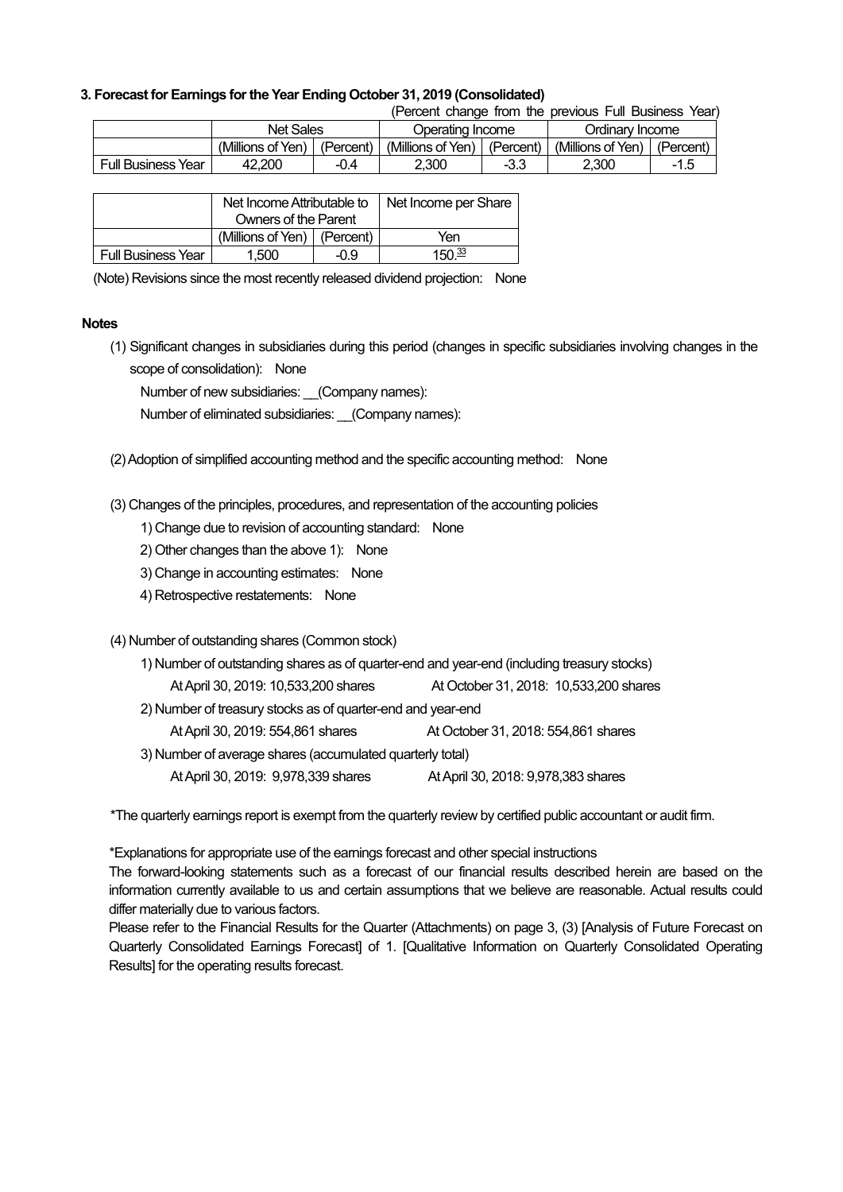### 3. Forecast for Earnings for the Year Ending October 31, 2019 (Consolidated)

(Percent change from the previous Full Business Year)

| | Net Sales | | Operating Income | | Ordinary Income | |
|---|---|---|---|---|---|---|
| | (Millions of Yen) | (Percent) | (Millions of Yen) | (Percent) | (Millions of Yen) | (Percent) |
| Full Business Year | 42,200 | -0.4 | 2,300 | -3.3 | 2,300 | -1.5 |

| | Net Income Attributable to Owners of the Parent | | Net Income per Share |
|---|---|---|---|
| | (Millions of Yen) | (Percent) | Yen |
| Full Business Year | 1,500 | -0.9 | 150.33 |

(Note) Revisions since the most recently released dividend projection: None

**Notes**

(1) Significant changes in subsidiaries during this period (changes in specific subsidiaries involving changes in the scope of consolidation): None

Number of new subsidiaries: __(Company names):

Number of eliminated subsidiaries: __(Company names):

(2) Adoption of simplified accounting method and the specific accounting method: None

(3) Changes of the principles, procedures, and representation of the accounting policies

1) Change due to revision of accounting standard: None

2) Other changes than the above 1): None

3) Change in accounting estimates: None

4) Retrospective restatements: None

(4) Number of outstanding shares (Common stock)

1) Number of outstanding shares as of quarter-end and year-end (including treasury stocks)

At April 30, 2019: 10,533,200 shares　　At October 31, 2018: 10,533,200 shares

2) Number of treasury stocks as of quarter-end and year-end

At April 30, 2019: 554,861 shares　　At October 31, 2018: 554,861 shares

3) Number of average shares (accumulated quarterly total)

At April 30, 2019: 9,978,339 shares　　At April 30, 2018: 9,978,383 shares

*The quarterly earnings report is exempt from the quarterly review by certified public accountant or audit firm.

*Explanations for appropriate use of the earnings forecast and other special instructions

The forward-looking statements such as a forecast of our financial results described herein are based on the information currently available to us and certain assumptions that we believe are reasonable. Actual results could differ materially due to various factors.

Please refer to the Financial Results for the Quarter (Attachments) on page 3, (3) [Analysis of Future Forecast on Quarterly Consolidated Earnings Forecast] of 1. [Qualitative Information on Quarterly Consolidated Operating Results] for the operating results forecast.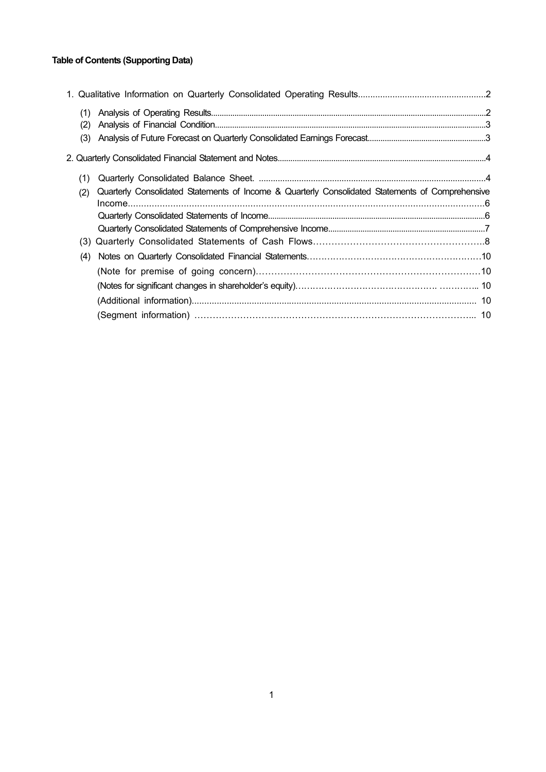**Table of Contents (Supporting Data)**

1. Qualitative Information on Quarterly Consolidated Operating Results....2
   - (1) Analysis of Operating Results....2
   - (2) Analysis of Financial Condition....3
   - (3) Analysis of Future Forecast on Quarterly Consolidated Earnings Forecast....3

2. Quarterly Consolidated Financial Statement and Notes....4
   - (1) Quarterly Consolidated Balance Sheet. ....4
   - (2) Quarterly Consolidated Statements of Income & Quarterly Consolidated Statements of Comprehensive Income....6
     - Quarterly Consolidated Statements of Income....6
     - Quarterly Consolidated Statements of Comprehensive Income....7
   - (3) Quarterly Consolidated Statements of Cash Flows....8
   - (4) Notes on Quarterly Consolidated Financial Statements....10
     - (Note for premise of going concern)....10
     - (Notes for significant changes in shareholder's equity)....10
     - (Additional information)....10
     - (Segment information)....10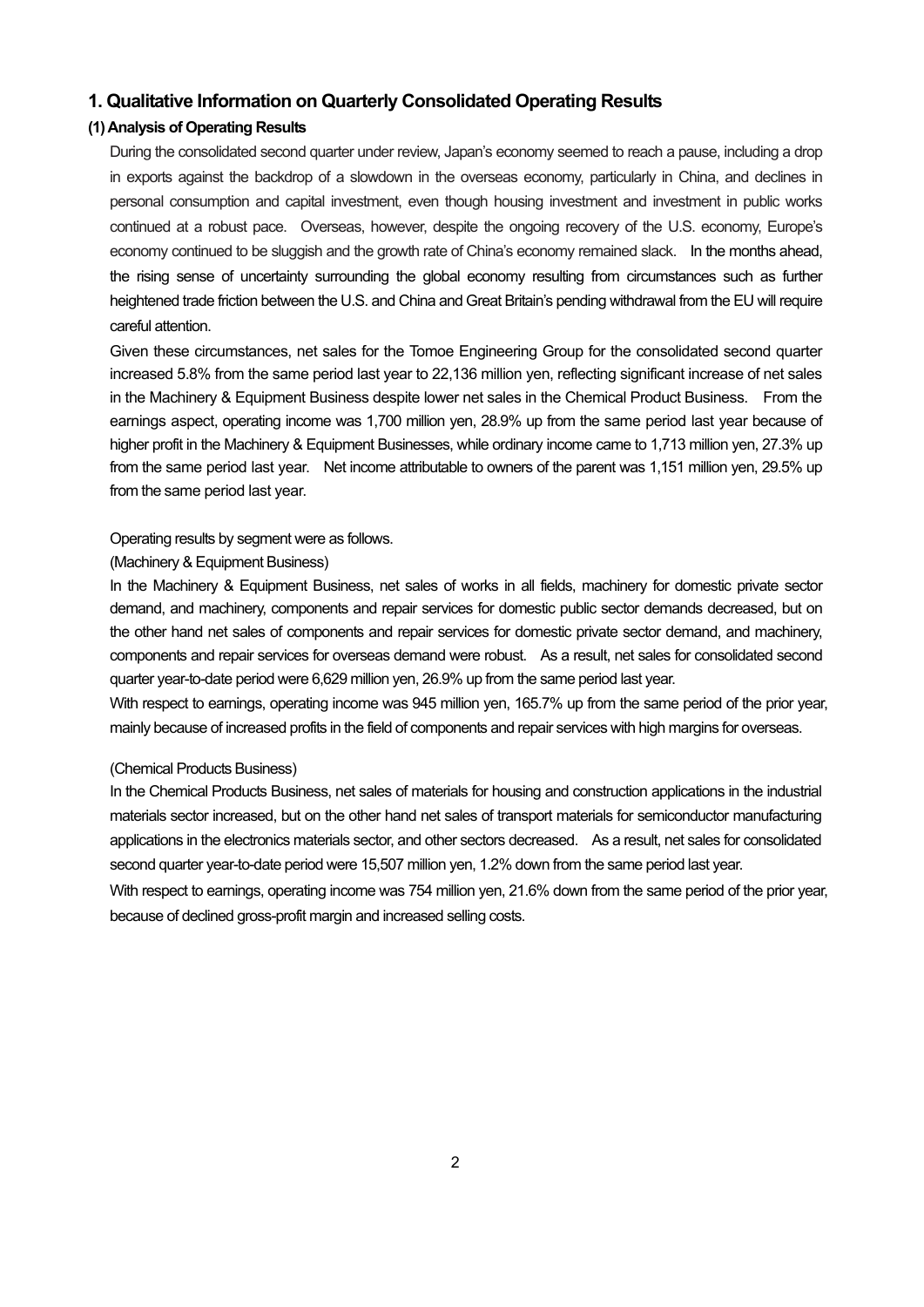## 1. Qualitative Information on Quarterly Consolidated Operating Results

### (1) Analysis of Operating Results

During the consolidated second quarter under review, Japan's economy seemed to reach a pause, including a drop in exports against the backdrop of a slowdown in the overseas economy, particularly in China, and declines in personal consumption and capital investment, even though housing investment and investment in public works continued at a robust pace. Overseas, however, despite the ongoing recovery of the U.S. economy, Europe's economy continued to be sluggish and the growth rate of China's economy remained slack. In the months ahead, the rising sense of uncertainty surrounding the global economy resulting from circumstances such as further heightened trade friction between the U.S. and China and Great Britain's pending withdrawal from the EU will require careful attention.

Given these circumstances, net sales for the Tomoe Engineering Group for the consolidated second quarter increased 5.8% from the same period last year to 22,136 million yen, reflecting significant increase of net sales in the Machinery & Equipment Business despite lower net sales in the Chemical Product Business. From the earnings aspect, operating income was 1,700 million yen, 28.9% up from the same period last year because of higher profit in the Machinery & Equipment Businesses, while ordinary income came to 1,713 million yen, 27.3% up from the same period last year. Net income attributable to owners of the parent was 1,151 million yen, 29.5% up from the same period last year.

Operating results by segment were as follows.

(Machinery & Equipment Business)

In the Machinery & Equipment Business, net sales of works in all fields, machinery for domestic private sector demand, and machinery, components and repair services for domestic public sector demands decreased, but on the other hand net sales of components and repair services for domestic private sector demand, and machinery, components and repair services for overseas demand were robust. As a result, net sales for consolidated second quarter year-to-date period were 6,629 million yen, 26.9% up from the same period last year.

With respect to earnings, operating income was 945 million yen, 165.7% up from the same period of the prior year, mainly because of increased profits in the field of components and repair services with high margins for overseas.

(Chemical Products Business)

In the Chemical Products Business, net sales of materials for housing and construction applications in the industrial materials sector increased, but on the other hand net sales of transport materials for semiconductor manufacturing applications in the electronics materials sector, and other sectors decreased. As a result, net sales for consolidated second quarter year-to-date period were 15,507 million yen, 1.2% down from the same period last year.

With respect to earnings, operating income was 754 million yen, 21.6% down from the same period of the prior year, because of declined gross-profit margin and increased selling costs.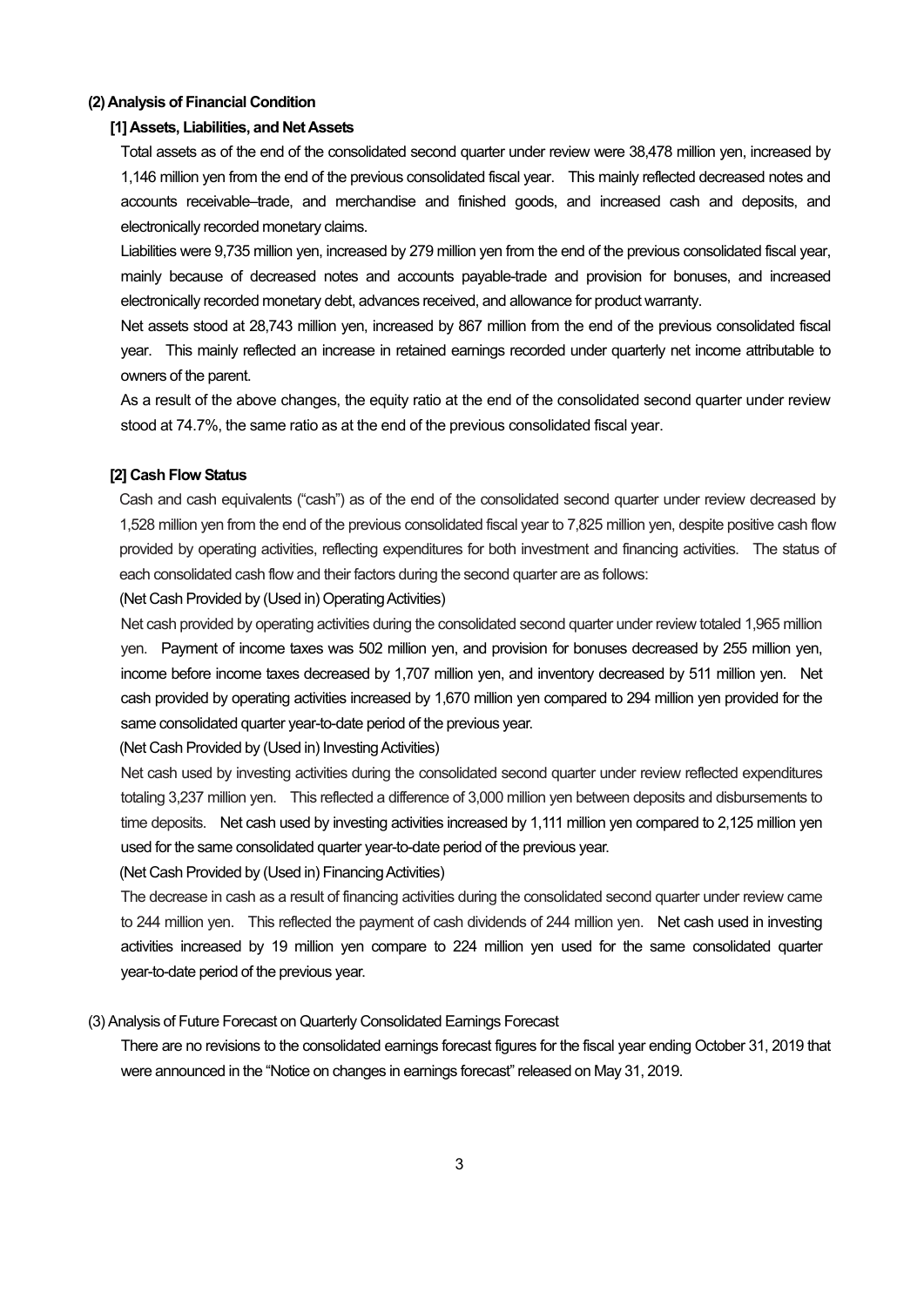### (2) Analysis of Financial Condition

#### [1] Assets, Liabilities, and Net Assets

Total assets as of the end of the consolidated second quarter under review were 38,478 million yen, increased by 1,146 million yen from the end of the previous consolidated fiscal year. This mainly reflected decreased notes and accounts receivable–trade, and merchandise and finished goods, and increased cash and deposits, and electronically recorded monetary claims.

Liabilities were 9,735 million yen, increased by 279 million yen from the end of the previous consolidated fiscal year, mainly because of decreased notes and accounts payable-trade and provision for bonuses, and increased electronically recorded monetary debt, advances received, and allowance for product warranty.

Net assets stood at 28,743 million yen, increased by 867 million from the end of the previous consolidated fiscal year. This mainly reflected an increase in retained earnings recorded under quarterly net income attributable to owners of the parent.

As a result of the above changes, the equity ratio at the end of the consolidated second quarter under review stood at 74.7%, the same ratio as at the end of the previous consolidated fiscal year.

#### [2] Cash Flow Status

Cash and cash equivalents ("cash") as of the end of the consolidated second quarter under review decreased by 1,528 million yen from the end of the previous consolidated fiscal year to 7,825 million yen, despite positive cash flow provided by operating activities, reflecting expenditures for both investment and financing activities. The status of each consolidated cash flow and their factors during the second quarter are as follows:

(Net Cash Provided by (Used in) Operating Activities)

Net cash provided by operating activities during the consolidated second quarter under review totaled 1,965 million yen. Payment of income taxes was 502 million yen, and provision for bonuses decreased by 255 million yen, income before income taxes decreased by 1,707 million yen, and inventory decreased by 511 million yen. Net cash provided by operating activities increased by 1,670 million yen compared to 294 million yen provided for the same consolidated quarter year-to-date period of the previous year.

(Net Cash Provided by (Used in) Investing Activities)

Net cash used by investing activities during the consolidated second quarter under review reflected expenditures totaling 3,237 million yen. This reflected a difference of 3,000 million yen between deposits and disbursements to time deposits. Net cash used by investing activities increased by 1,111 million yen compared to 2,125 million yen used for the same consolidated quarter year-to-date period of the previous year.

(Net Cash Provided by (Used in) Financing Activities)

The decrease in cash as a result of financing activities during the consolidated second quarter under review came to 244 million yen. This reflected the payment of cash dividends of 244 million yen. Net cash used in investing activities increased by 19 million yen compare to 224 million yen used for the same consolidated quarter year-to-date period of the previous year.

### (3) Analysis of Future Forecast on Quarterly Consolidated Earnings Forecast

There are no revisions to the consolidated earnings forecast figures for the fiscal year ending October 31, 2019 that were announced in the "Notice on changes in earnings forecast" released on May 31, 2019.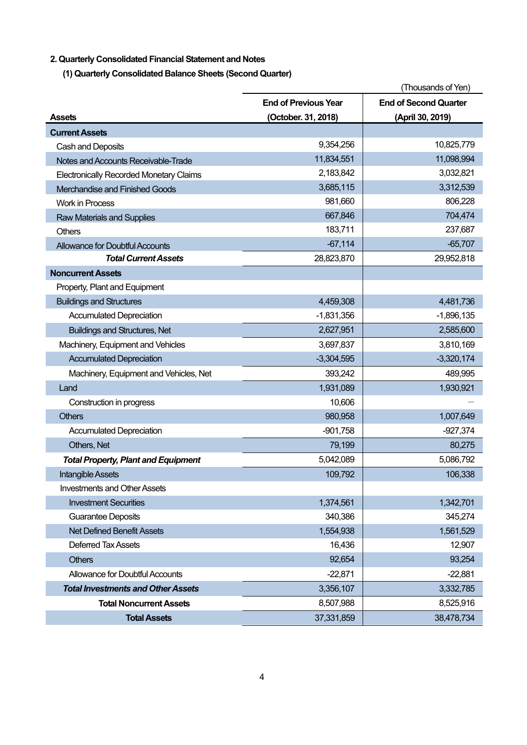## 2. Quarterly Consolidated Financial Statement and Notes

### (1) Quarterly Consolidated Balance Sheets (Second Quarter)

(Thousands of Yen)

| Assets | End of Previous Year (October. 31, 2018) | End of Second Quarter (April 30, 2019) |
|---|---|---|
| **Current Assets** | | |
| Cash and Deposits | 9,354,256 | 10,825,779 |
| Notes and Accounts Receivable-Trade | 11,834,551 | 11,098,994 |
| Electronically Recorded Monetary Claims | 2,183,842 | 3,032,821 |
| Merchandise and Finished Goods | 3,685,115 | 3,312,539 |
| Work in Process | 981,660 | 806,228 |
| Raw Materials and Supplies | 667,846 | 704,474 |
| Others | 183,711 | 237,687 |
| Allowance for Doubtful Accounts | -67,114 | -65,707 |
| ***Total Current Assets*** | 28,823,870 | 29,952,818 |
| **Noncurrent Assets** | | |
| Property, Plant and Equipment | | |
| Buildings and Structures | 4,459,308 | 4,481,736 |
| Accumulated Depreciation | -1,831,356 | -1,896,135 |
| Buildings and Structures, Net | 2,627,951 | 2,585,600 |
| Machinery, Equipment and Vehicles | 3,697,837 | 3,810,169 |
| Accumulated Depreciation | -3,304,595 | -3,320,174 |
| Machinery, Equipment and Vehicles, Net | 393,242 | 489,995 |
| Land | 1,931,089 | 1,930,921 |
| Construction in progress | 10,606 | — |
| Others | 980,958 | 1,007,649 |
| Accumulated Depreciation | -901,758 | -927,374 |
| Others, Net | 79,199 | 80,275 |
| ***Total Property, Plant and Equipment*** | 5,042,089 | 5,086,792 |
| Intangible Assets | 109,792 | 106,338 |
| Investments and Other Assets | | |
| Investment Securities | 1,374,561 | 1,342,701 |
| Guarantee Deposits | 340,386 | 345,274 |
| Net Defined Benefit Assets | 1,554,938 | 1,561,529 |
| Deferred Tax Assets | 16,436 | 12,907 |
| Others | 92,654 | 93,254 |
| Allowance for Doubtful Accounts | -22,871 | -22,881 |
| ***Total Investments and Other Assets*** | 3,356,107 | 3,332,785 |
| **Total Noncurrent Assets** | 8,507,988 | 8,525,916 |
| **Total Assets** | 37,331,859 | 38,478,734 |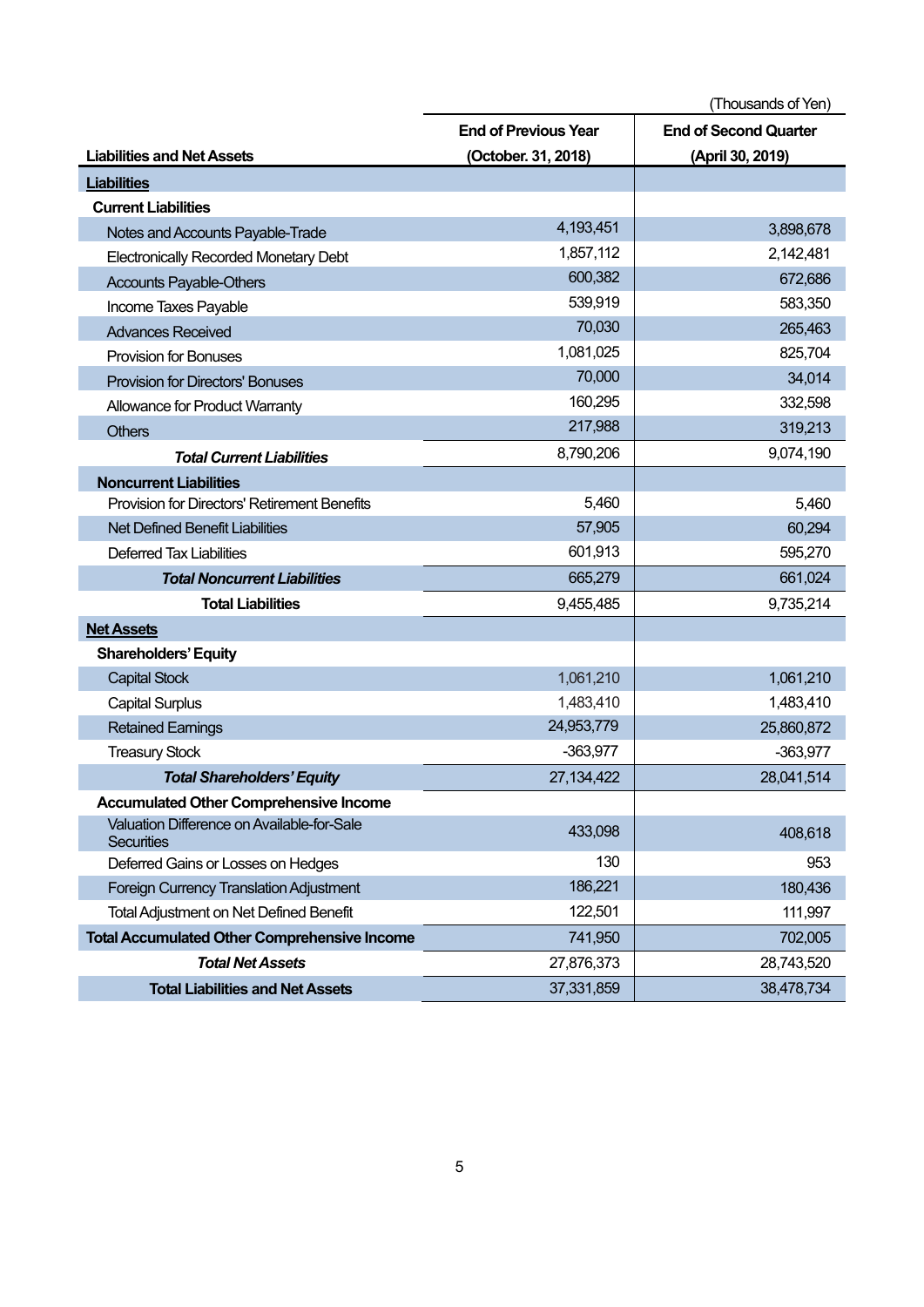(Thousands of Yen)

| Liabilities and Net Assets | End of Previous Year (October. 31, 2018) | End of Second Quarter (April 30, 2019) |
|---|---|---|
| **Liabilities** | | |
| **Current Liabilities** | | |
| Notes and Accounts Payable-Trade | 4,193,451 | 3,898,678 |
| Electronically Recorded Monetary Debt | 1,857,112 | 2,142,481 |
| Accounts Payable-Others | 600,382 | 672,686 |
| Income Taxes Payable | 539,919 | 583,350 |
| Advances Received | 70,030 | 265,463 |
| Provision for Bonuses | 1,081,025 | 825,704 |
| Provision for Directors' Bonuses | 70,000 | 34,014 |
| Allowance for Product Warranty | 160,295 | 332,598 |
| Others | 217,988 | 319,213 |
| ***Total Current Liabilities*** | 8,790,206 | 9,074,190 |
| **Noncurrent Liabilities** | | |
| Provision for Directors' Retirement Benefits | 5,460 | 5,460 |
| Net Defined Benefit Liabilities | 57,905 | 60,294 |
| Deferred Tax Liabilities | 601,913 | 595,270 |
| ***Total Noncurrent Liabilities*** | 665,279 | 661,024 |
| **Total Liabilities** | 9,455,485 | 9,735,214 |
| **Net Assets** | | |
| **Shareholders' Equity** | | |
| Capital Stock | 1,061,210 | 1,061,210 |
| Capital Surplus | 1,483,410 | 1,483,410 |
| Retained Earnings | 24,953,779 | 25,860,872 |
| Treasury Stock | -363,977 | -363,977 |
| ***Total Shareholders' Equity*** | 27,134,422 | 28,041,514 |
| **Accumulated Other Comprehensive Income** | | |
| Valuation Difference on Available-for-Sale Securities | 433,098 | 408,618 |
| Deferred Gains or Losses on Hedges | 130 | 953 |
| Foreign Currency Translation Adjustment | 186,221 | 180,436 |
| Total Adjustment on Net Defined Benefit | 122,501 | 111,997 |
| **Total Accumulated Other Comprehensive Income** | 741,950 | 702,005 |
| ***Total Net Assets*** | 27,876,373 | 28,743,520 |
| **Total Liabilities and Net Assets** | 37,331,859 | 38,478,734 |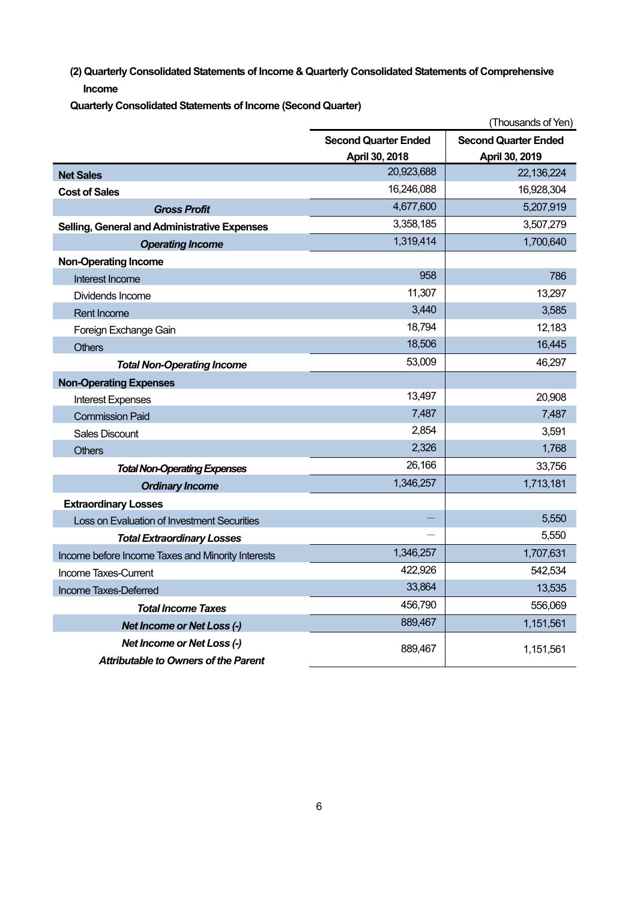**(2) Quarterly Consolidated Statements of Income & Quarterly Consolidated Statements of Comprehensive Income**

**Quarterly Consolidated Statements of Income (Second Quarter)**

(Thousands of Yen)

| | Second Quarter Ended April 30, 2018 | Second Quarter Ended April 30, 2019 |
|---|---|---|
| **Net Sales** | 20,923,688 | 22,136,224 |
| **Cost of Sales** | 16,246,088 | 16,928,304 |
| ***Gross Profit*** | 4,677,600 | 5,207,919 |
| **Selling, General and Administrative Expenses** | 3,358,185 | 3,507,279 |
| ***Operating Income*** | 1,319,414 | 1,700,640 |
| **Non-Operating Income** | | |
| Interest Income | 958 | 786 |
| Dividends Income | 11,307 | 13,297 |
| Rent Income | 3,440 | 3,585 |
| Foreign Exchange Gain | 18,794 | 12,183 |
| Others | 18,506 | 16,445 |
| ***Total Non-Operating Income*** | 53,009 | 46,297 |
| **Non-Operating Expenses** | | |
| Interest Expenses | 13,497 | 20,908 |
| Commission Paid | 7,487 | 7,487 |
| Sales Discount | 2,854 | 3,591 |
| Others | 2,326 | 1,768 |
| ***Total Non-Operating Expenses*** | 26,166 | 33,756 |
| ***Ordinary Income*** | 1,346,257 | 1,713,181 |
| **Extraordinary Losses** | | |
| Loss on Evaluation of Investment Securities | — | 5,550 |
| ***Total Extraordinary Losses*** | — | 5,550 |
| Income before Income Taxes and Minority Interests | 1,346,257 | 1,707,631 |
| Income Taxes-Current | 422,926 | 542,534 |
| Income Taxes-Deferred | 33,864 | 13,535 |
| ***Total Income Taxes*** | 456,790 | 556,069 |
| ***Net Income or Net Loss (-)*** | 889,467 | 1,151,561 |
| ***Net Income or Net Loss (-) Attributable to Owners of the Parent*** | 889,467 | 1,151,561 |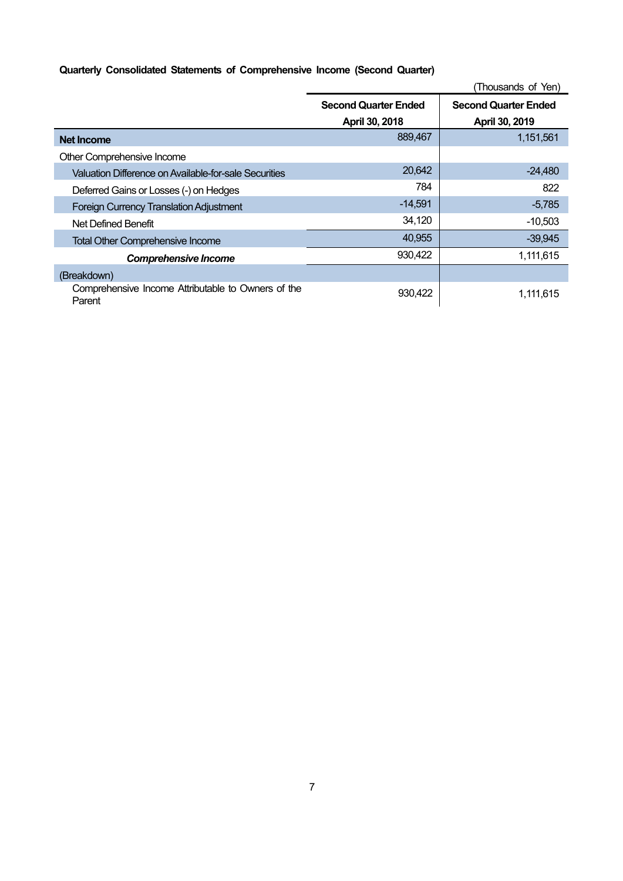**Quarterly Consolidated Statements of Comprehensive Income (Second Quarter)**

(Thousands of Yen)

| | Second Quarter Ended April 30, 2018 | Second Quarter Ended April 30, 2019 |
|---|---|---|
| **Net Income** | 889,467 | 1,151,561 |
| Other Comprehensive Income | | |
| Valuation Difference on Available-for-sale Securities | 20,642 | -24,480 |
| Deferred Gains or Losses (-) on Hedges | 784 | 822 |
| Foreign Currency Translation Adjustment | -14,591 | -5,785 |
| Net Defined Benefit | 34,120 | -10,503 |
| Total Other Comprehensive Income | 40,955 | -39,945 |
| ***Comprehensive Income*** | 930,422 | 1,111,615 |
| (Breakdown) | | |
| Comprehensive Income Attributable to Owners of the Parent | 930,422 | 1,111,615 |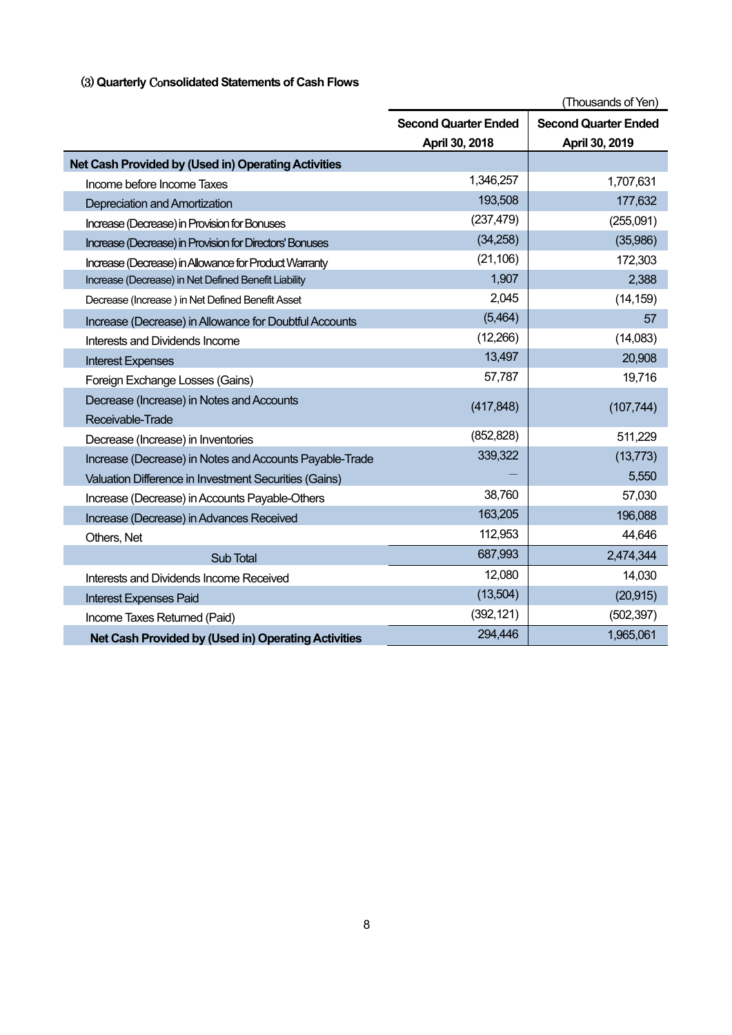### (3) Quarterly Consolidated Statements of Cash Flows

(Thousands of Yen)

| | Second Quarter Ended April 30, 2018 | Second Quarter Ended April 30, 2019 |
|---|---|---|
| **Net Cash Provided by (Used in) Operating Activities** | | |
| Income before Income Taxes | 1,346,257 | 1,707,631 |
| Depreciation and Amortization | 193,508 | 177,632 |
| Increase (Decrease) in Provision for Bonuses | (237,479) | (255,091) |
| Increase (Decrease) in Provision for Directors' Bonuses | (34,258) | (35,986) |
| Increase (Decrease) in Allowance for Product Warranty | (21,106) | 172,303 |
| Increase (Decrease) in Net Defined Benefit Liability | 1,907 | 2,388 |
| Decrease (Increase ) in Net Defined Benefit Asset | 2,045 | (14,159) |
| Increase (Decrease) in Allowance for Doubtful Accounts | (5,464) | 57 |
| Interests and Dividends Income | (12,266) | (14,083) |
| Interest Expenses | 13,497 | 20,908 |
| Foreign Exchange Losses (Gains) | 57,787 | 19,716 |
| Decrease (Increase) in Notes and Accounts Receivable-Trade | (417,848) | (107,744) |
| Decrease (Increase) in Inventories | (852,828) | 511,229 |
| Increase (Decrease) in Notes and Accounts Payable-Trade | 339,322 | (13,773) |
| Valuation Difference in Investment Securities (Gains) | — | 5,550 |
| Increase (Decrease) in Accounts Payable-Others | 38,760 | 57,030 |
| Increase (Decrease) in Advances Received | 163,205 | 196,088 |
| Others, Net | 112,953 | 44,646 |
| Sub Total | 687,993 | 2,474,344 |
| Interests and Dividends Income Received | 12,080 | 14,030 |
| Interest Expenses Paid | (13,504) | (20,915) |
| Income Taxes Returned (Paid) | (392,121) | (502,397) |
| **Net Cash Provided by (Used in) Operating Activities** | 294,446 | 1,965,061 |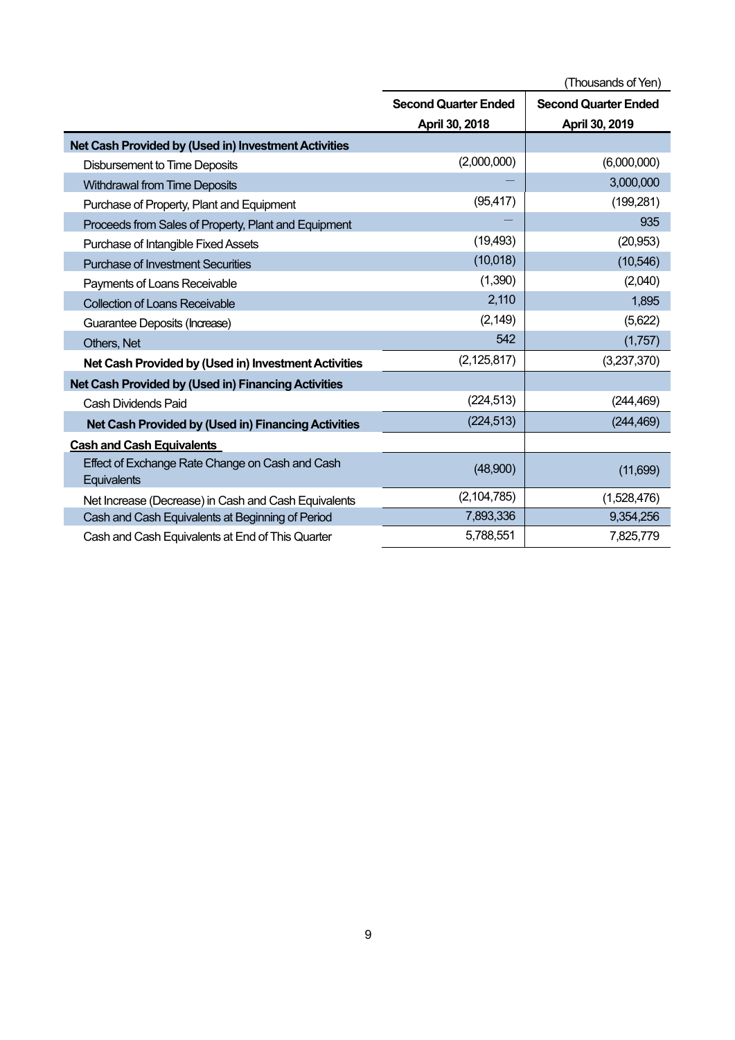(Thousands of Yen)

| | Second Quarter Ended April 30, 2018 | Second Quarter Ended April 30, 2019 |
|---|---|---|
| **Net Cash Provided by (Used in) Investment Activities** | | |
| Disbursement to Time Deposits | (2,000,000) | (6,000,000) |
| Withdrawal from Time Deposits | — | 3,000,000 |
| Purchase of Property, Plant and Equipment | (95,417) | (199,281) |
| Proceeds from Sales of Property, Plant and Equipment | — | 935 |
| Purchase of Intangible Fixed Assets | (19,493) | (20,953) |
| Purchase of Investment Securities | (10,018) | (10,546) |
| Payments of Loans Receivable | (1,390) | (2,040) |
| Collection of Loans Receivable | 2,110 | 1,895 |
| Guarantee Deposits (Increase) | (2,149) | (5,622) |
| Others, Net | 542 | (1,757) |
| **Net Cash Provided by (Used in) Investment Activities** | (2,125,817) | (3,237,370) |
| **Net Cash Provided by (Used in) Financing Activities** | | |
| Cash Dividends Paid | (224,513) | (244,469) |
| **Net Cash Provided by (Used in) Financing Activities** | (224,513) | (244,469) |
| **Cash and Cash Equivalents** | | |
| Effect of Exchange Rate Change on Cash and Cash Equivalents | (48,900) | (11,699) |
| Net Increase (Decrease) in Cash and Cash Equivalents | (2,104,785) | (1,528,476) |
| Cash and Cash Equivalents at Beginning of Period | 7,893,336 | 9,354,256 |
| Cash and Cash Equivalents at End of This Quarter | 5,788,551 | 7,825,779 |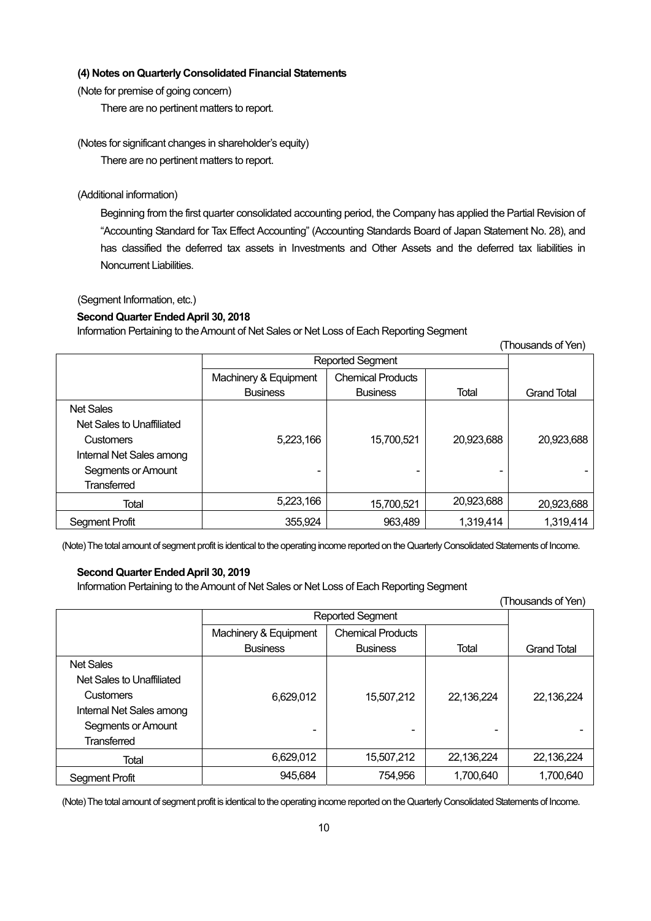### (4) Notes on Quarterly Consolidated Financial Statements

(Note for premise of going concern)

There are no pertinent matters to report.

(Notes for significant changes in shareholder's equity)

There are no pertinent matters to report.

(Additional information)

Beginning from the first quarter consolidated accounting period, the Company has applied the Partial Revision of "Accounting Standard for Tax Effect Accounting" (Accounting Standards Board of Japan Statement No. 28), and has classified the deferred tax assets in Investments and Other Assets and the deferred tax liabilities in Noncurrent Liabilities.

(Segment Information, etc.)

**Second Quarter Ended April 30, 2018**

Information Pertaining to the Amount of Net Sales or Net Loss of Each Reporting Segment

(Thousands of Yen)

| | Reported Segment | | | |
|---|---|---|---|---|
| | Machinery & Equipment Business | Chemical Products Business | Total | Grand Total |
| Net Sales | | | | |
| Net Sales to Unaffiliated Customers | 5,223,166 | 15,700,521 | 20,923,688 | 20,923,688 |
| Internal Net Sales among Segments or Amount Transferred | - | - | - | - |
| Total | 5,223,166 | 15,700,521 | 20,923,688 | 20,923,688 |
| Segment Profit | 355,924 | 963,489 | 1,319,414 | 1,319,414 |

(Note) The total amount of segment profit is identical to the operating income reported on the Quarterly Consolidated Statements of Income.

**Second Quarter Ended April 30, 2019**

Information Pertaining to the Amount of Net Sales or Net Loss of Each Reporting Segment

(Thousands of Yen)

| | Reported Segment | | | |
|---|---|---|---|---|
| | Machinery & Equipment Business | Chemical Products Business | Total | Grand Total |
| Net Sales | | | | |
| Net Sales to Unaffiliated Customers | 6,629,012 | 15,507,212 | 22,136,224 | 22,136,224 |
| Internal Net Sales among Segments or Amount Transferred | - | - | - | - |
| Total | 6,629,012 | 15,507,212 | 22,136,224 | 22,136,224 |
| Segment Profit | 945,684 | 754,956 | 1,700,640 | 1,700,640 |

(Note) The total amount of segment profit is identical to the operating income reported on the Quarterly Consolidated Statements of Income.